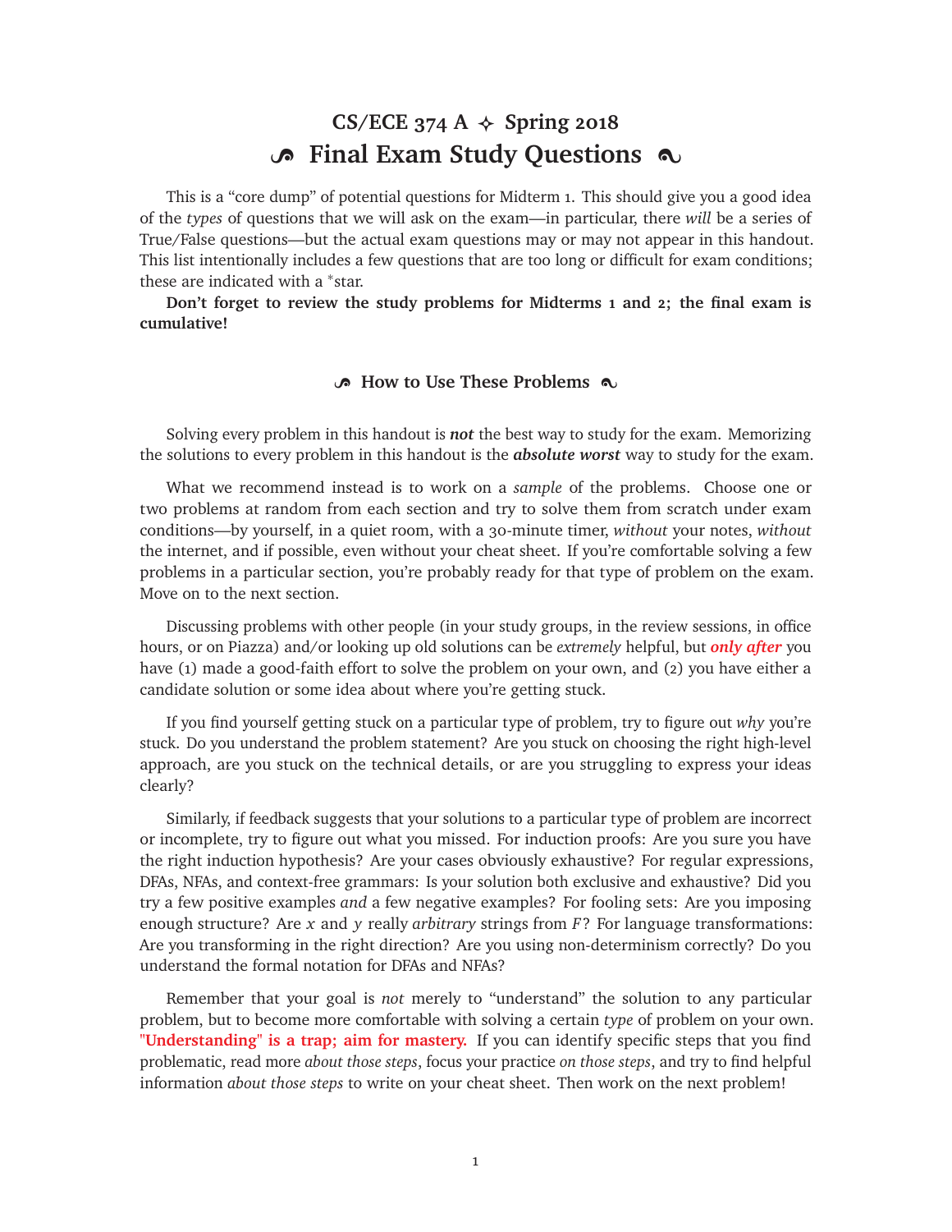# CS/ECE 374 A ✧ Spring 2018

# Final Exam Study Questions

This is a "core dump" of potential questions for Midterm 1. This should give you a good idea of the *types* of questions that we will ask on the exam—in particular, there *will* be a series of True/False questions—but the actual exam questions may or may not appear in this handout. This list intentionally includes a few questions that are too long or difficult for exam conditions; these are indicated with a *star.

**Don't forget to review the study problems for Midterms 1 and 2; the final exam is cumulative!**

## How to Use These Problems

Solving every problem in this handout is ***not*** the best way to study for the exam. Memorizing the solutions to every problem in this handout is the ***absolute worst*** way to study for the exam.

What we recommend instead is to work on a *sample* of the problems. Choose one or two problems at random from each section and try to solve them from scratch under exam conditions—by yourself, in a quiet room, with a 30-minute timer, *without* your notes, *without* the internet, and if possible, even without your cheat sheet. If you're comfortable solving a few problems in a particular section, you're probably ready for that type of problem on the exam. Move on to the next section.

Discussing problems with other people (in your study groups, in the review sessions, in office hours, or on Piazza) and/or looking up old solutions can be *extremely* helpful, but ***only after*** you have (1) made a good-faith effort to solve the problem on your own, and (2) you have either a candidate solution or some idea about where you're getting stuck.

If you find yourself getting stuck on a particular type of problem, try to figure out *why* you're stuck. Do you understand the problem statement? Are you stuck on choosing the right high-level approach, are you stuck on the technical details, or are you struggling to express your ideas clearly?

Similarly, if feedback suggests that your solutions to a particular type of problem are incorrect or incomplete, try to figure out what you missed. For induction proofs: Are you sure you have the right induction hypothesis? Are your cases obviously exhaustive? For regular expressions, DFAs, NFAs, and context-free grammars: Is your solution both exclusive and exhaustive? Did you try a few positive examples *and* a few negative examples? For fooling sets: Are you imposing enough structure? Are $x$ and $y$ really *arbitrary* strings from $F$? For language transformations: Are you transforming in the right direction? Are you using non-determinism correctly? Do you understand the formal notation for DFAs and NFAs?

Remember that your goal is *not* merely to "understand" the solution to any particular problem, but to become more comfortable with solving a certain *type* of problem on your own. **"Understanding" is a trap; aim for mastery.** If you can identify specific steps that you find problematic, read more *about those steps*, focus your practice *on those steps*, and try to find helpful information *about those steps* to write on your cheat sheet. Then work on the next problem!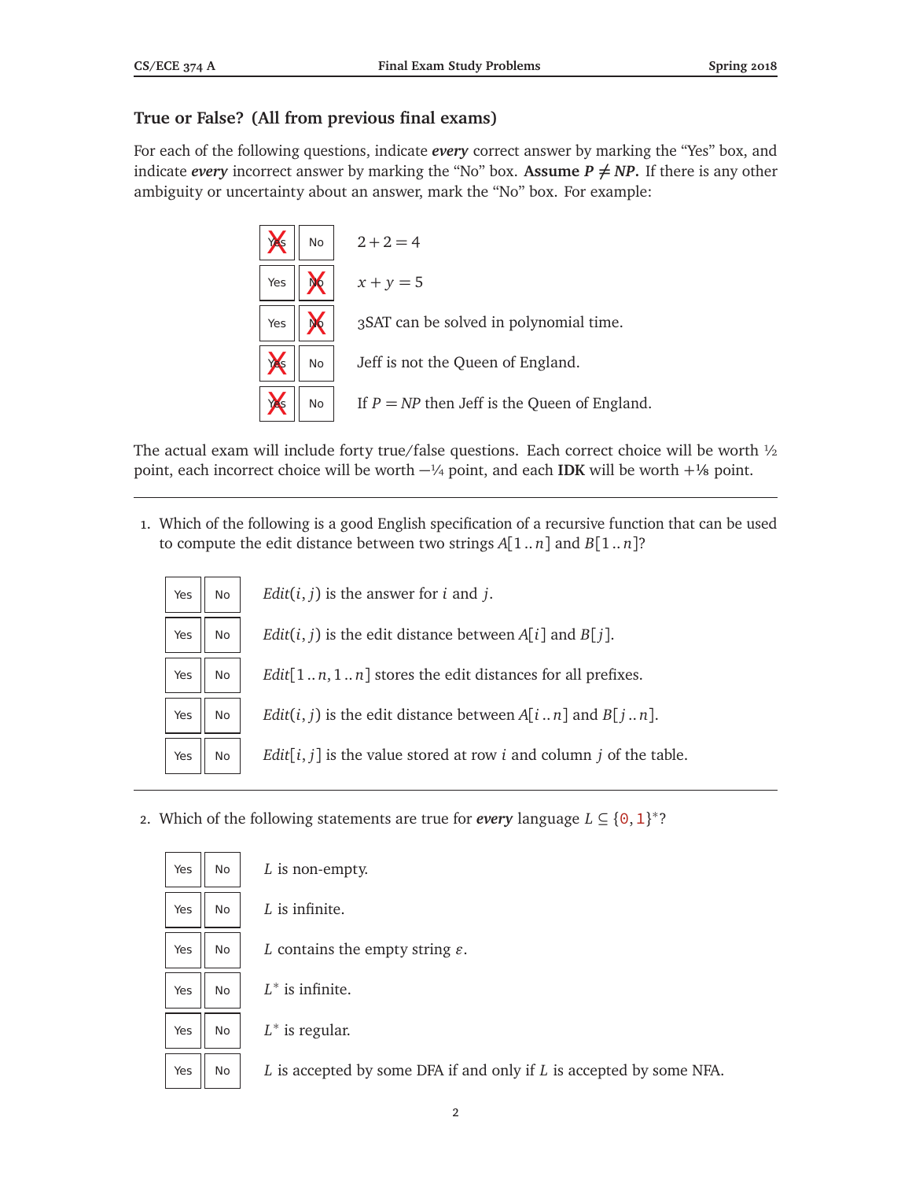## True or False? (All from previous final exams)

For each of the following questions, indicate ***every*** correct answer by marking the "Yes" box, and indicate ***every*** incorrect answer by marking the "No" box. **Assume $P \neq NP$.** If there is any other ambiguity or uncertainty about an answer, mark the "No" box. For example:

| Yes | No | Statement |
|---|---|---|
| X | | $2 + 2 = 4$ |
| | X | $x + y = 5$ |
| | X | 3SAT can be solved in polynomial time. |
| X | | Jeff is not the Queen of England. |
| X | | If $P = NP$ then Jeff is the Queen of England. |

The actual exam will include forty true/false questions. Each correct choice will be worth ½ point, each incorrect choice will be worth −¼ point, and each **IDK** will be worth +⅛ point.

---

1. Which of the following is a good English specification of a recursive function that can be used to compute the edit distance between two strings $A[1..n]$ and $B[1..n]$?

| Yes | No | Statement |
|---|---|---|
| Yes | No | $Edit(i, j)$ is the answer for $i$ and $j$. |
| Yes | No | $Edit(i, j)$ is the edit distance between $A[i]$ and $B[j]$. |
| Yes | No | $Edit[1..n, 1..n]$ stores the edit distances for all prefixes. |
| Yes | No | $Edit(i, j)$ is the edit distance between $A[i..n]$ and $B[j..n]$. |
| Yes | No | $Edit[i, j]$ is the value stored at row $i$ and column $j$ of the table. |

---

2. Which of the following statements are true for ***every*** language $L \subseteq \{0, 1\}^*$?

| Yes | No | Statement |
|---|---|---|
| Yes | No | $L$ is non-empty. |
| Yes | No | $L$ is infinite. |
| Yes | No | $L$ contains the empty string $\varepsilon$. |
| Yes | No | $L^*$ is infinite. |
| Yes | No | $L^*$ is regular. |
| Yes | No | $L$ is accepted by some DFA if and only if $L$ is accepted by some NFA. |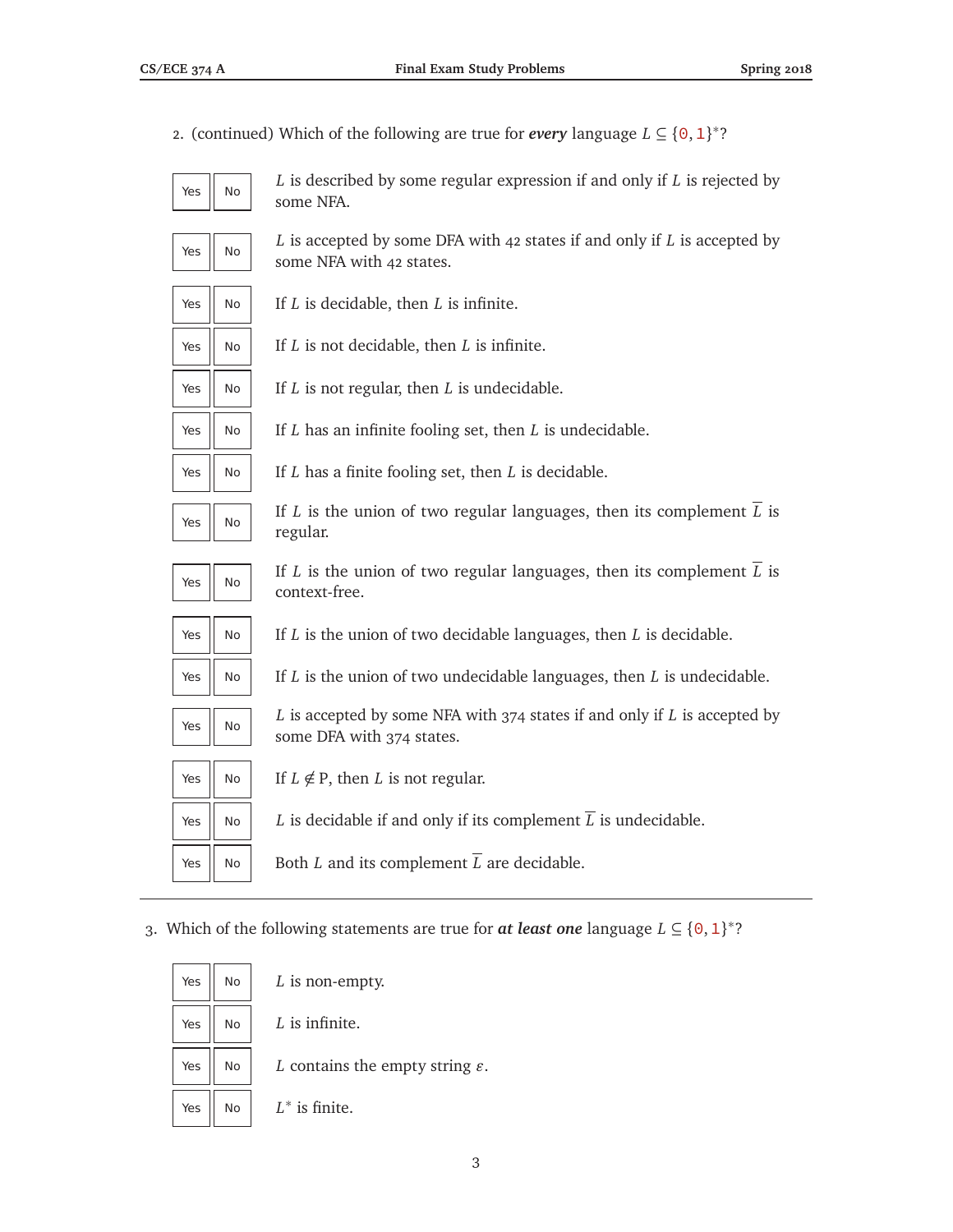2. (continued) Which of the following are true for ***every*** language $L \subseteq \{0, 1\}^*$?

| | | |
|---|---|---|
| Yes | No | $L$ is described by some regular expression if and only if $L$ is rejected by some NFA. |
| Yes | No | $L$ is accepted by some DFA with 42 states if and only if $L$ is accepted by some NFA with 42 states. |
| Yes | No | If $L$ is decidable, then $L$ is infinite. |
| Yes | No | If $L$ is not decidable, then $L$ is infinite. |
| Yes | No | If $L$ is not regular, then $L$ is undecidable. |
| Yes | No | If $L$ has an infinite fooling set, then $L$ is undecidable. |
| Yes | No | If $L$ has a finite fooling set, then $L$ is decidable. |
| Yes | No | If $L$ is the union of two regular languages, then its complement $\overline{L}$ is regular. |
| Yes | No | If $L$ is the union of two regular languages, then its complement $\overline{L}$ is context-free. |
| Yes | No | If $L$ is the union of two decidable languages, then $L$ is decidable. |
| Yes | No | If $L$ is the union of two undecidable languages, then $L$ is undecidable. |
| Yes | No | $L$ is accepted by some NFA with 374 states if and only if $L$ is accepted by some DFA with 374 states. |
| Yes | No | If $L \notin \text{P}$, then $L$ is not regular. |
| Yes | No | $L$ is decidable if and only if its complement $\overline{L}$ is undecidable. |
| Yes | No | Both $L$ and its complement $\overline{L}$ are decidable. |

---

3. Which of the following statements are true for ***at least one*** language $L \subseteq \{0, 1\}^*$?

| | | |
|---|---|---|
| Yes | No | $L$ is non-empty. |
| Yes | No | $L$ is infinite. |
| Yes | No | $L$ contains the empty string $\varepsilon$. |
| Yes | No | $L^*$ is finite. |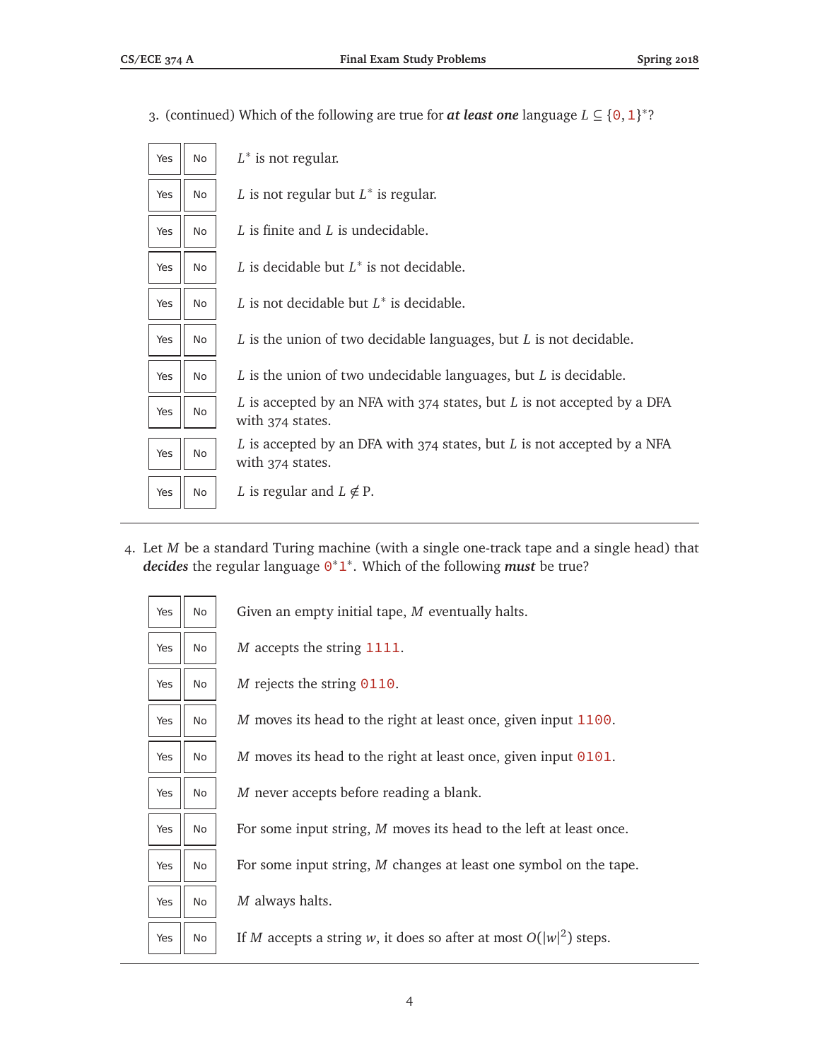3. (continued) Which of the following are true for ***at least one*** language $L \subseteq \{0, 1\}^*$?

| | | |
|---|---|---|
| Yes | No | $L^*$ is not regular. |
| Yes | No | $L$ is not regular but $L^*$ is regular. |
| Yes | No | $L$ is finite and $L$ is undecidable. |
| Yes | No | $L$ is decidable but $L^*$ is not decidable. |
| Yes | No | $L$ is not decidable but $L^*$ is decidable. |
| Yes | No | $L$ is the union of two decidable languages, but $L$ is not decidable. |
| Yes | No | $L$ is the union of two undecidable languages, but $L$ is decidable. |
| Yes | No | $L$ is accepted by an NFA with 374 states, but $L$ is not accepted by a DFA with 374 states. |
| Yes | No | $L$ is accepted by an DFA with 374 states, but $L$ is not accepted by a NFA with 374 states. |
| Yes | No | $L$ is regular and $L \notin \text{P}$. |

4. Let $M$ be a standard Turing machine (with a single one-track tape and a single head) that ***decides*** the regular language $0^*1^*$. Which of the following ***must*** be true?

| | | |
|---|---|---|
| Yes | No | Given an empty initial tape, $M$ eventually halts. |
| Yes | No | $M$ accepts the string 1111. |
| Yes | No | $M$ rejects the string 0110. |
| Yes | No | $M$ moves its head to the right at least once, given input 1100. |
| Yes | No | $M$ moves its head to the right at least once, given input 0101. |
| Yes | No | $M$ never accepts before reading a blank. |
| Yes | No | For some input string, $M$ moves its head to the left at least once. |
| Yes | No | For some input string, $M$ changes at least one symbol on the tape. |
| Yes | No | $M$ always halts. |
| Yes | No | If $M$ accepts a string $w$, it does so after at most $O(\lvert w\rvert^2)$ steps. |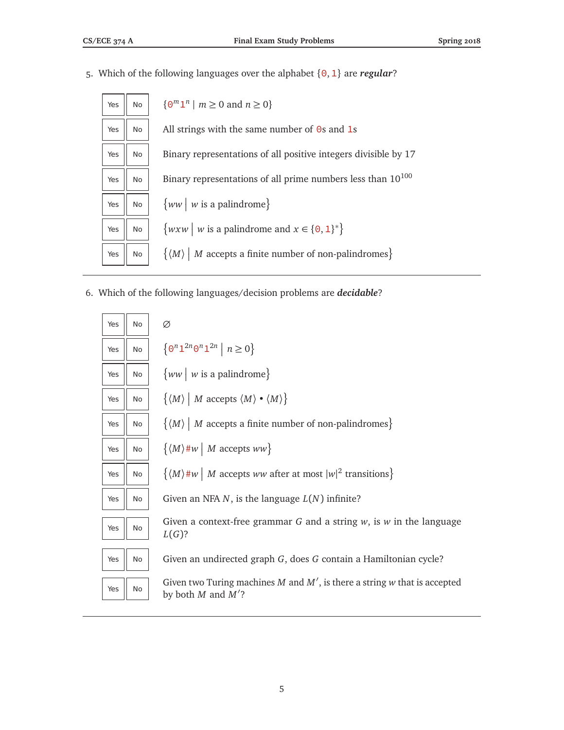5. Which of the following languages over the alphabet $\{0, 1\}$ are ***regular***?

| | | |
|---|---|---|
| Yes | No | $\{0^m 1^n \mid m \geq 0 \text{ and } n \geq 0\}$ |
| Yes | No | All strings with the same number of 0s and 1s |
| Yes | No | Binary representations of all positive integers divisible by 17 |
| Yes | No | Binary representations of all prime numbers less than $10^{100}$ |
| Yes | No | $\{ww \mid w \text{ is a palindrome}\}$ |
| Yes | No | $\{wxw \mid w \text{ is a palindrome and } x \in \{0, 1\}^*\}$ |
| Yes | No | $\{\langle M \rangle \mid M \text{ accepts a finite number of non-palindromes}\}$ |

---

6. Which of the following languages/decision problems are ***decidable***?

| | | |
|---|---|---|
| Yes | No | $\varnothing$ |
| Yes | No | $\{0^n 1^{2n} 0^n 1^{2n} \mid n \geq 0\}$ |
| Yes | No | $\{ww \mid w \text{ is a palindrome}\}$ |
| Yes | No | $\{\langle M \rangle \mid M \text{ accepts } \langle M \rangle \bullet \langle M \rangle\}$ |
| Yes | No | $\{\langle M \rangle \mid M \text{ accepts a finite number of non-palindromes}\}$ |
| Yes | No | $\{\langle M \rangle \# w \mid M \text{ accepts } ww\}$ |
| Yes | No | $\{\langle M \rangle \# w \mid M \text{ accepts } ww \text{ after at most } \lvert w \rvert^2 \text{ transitions}\}$ |
| Yes | No | Given an NFA $N$, is the language $L(N)$ infinite? |
| Yes | No | Given a context-free grammar $G$ and a string $w$, is $w$ in the language $L(G)$? |
| Yes | No | Given an undirected graph $G$, does $G$ contain a Hamiltonian cycle? |
| Yes | No | Given two Turing machines $M$ and $M'$, is there a string $w$ that is accepted by both $M$ and $M'$? |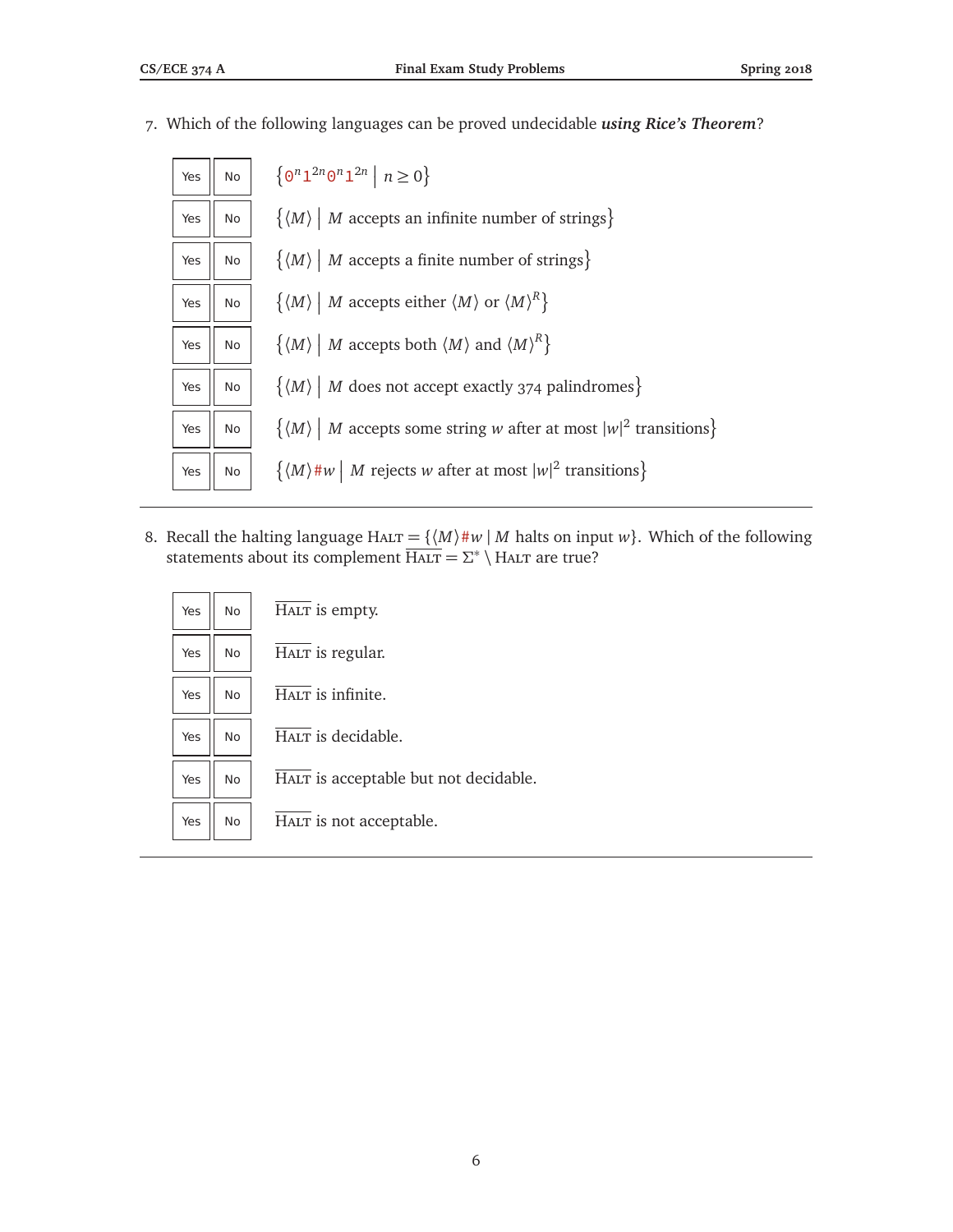7. Which of the following languages can be proved undecidable ***using Rice's Theorem***?

| | | |
|---|---|---|
| Yes | No | $\{0^n 1^{2n} 0^n 1^{2n} \mid n \geq 0\}$ |
| Yes | No | $\{\langle M \rangle \mid M \text{ accepts an infinite number of strings}\}$ |
| Yes | No | $\{\langle M \rangle \mid M \text{ accepts a finite number of strings}\}$ |
| Yes | No | $\{\langle M \rangle \mid M \text{ accepts either } \langle M \rangle \text{ or } \langle M \rangle^R\}$ |
| Yes | No | $\{\langle M \rangle \mid M \text{ accepts both } \langle M \rangle \text{ and } \langle M \rangle^R\}$ |
| Yes | No | $\{\langle M \rangle \mid M \text{ does not accept exactly 374 palindromes}\}$ |
| Yes | No | $\{\langle M \rangle \mid M \text{ accepts some string } w \text{ after at most } \lvert w \rvert^2 \text{ transitions}\}$ |
| Yes | No | $\{\langle M \rangle \# w \mid M \text{ rejects } w \text{ after at most } \lvert w \rvert^2 \text{ transitions}\}$ |

---

8. Recall the halting language $\text{HALT} = \{\langle M \rangle \# w \mid M \text{ halts on input } w\}$. Which of the following statements about its complement $\overline{\text{HALT}} = \Sigma^* \setminus \text{HALT}$ are true?

| | | |
|---|---|---|
| Yes | No | $\overline{\text{HALT}}$ is empty. |
| Yes | No | $\overline{\text{HALT}}$ is regular. |
| Yes | No | $\overline{\text{HALT}}$ is infinite. |
| Yes | No | $\overline{\text{HALT}}$ is decidable. |
| Yes | No | $\overline{\text{HALT}}$ is acceptable but not decidable. |
| Yes | No | $\overline{\text{HALT}}$ is not acceptable. |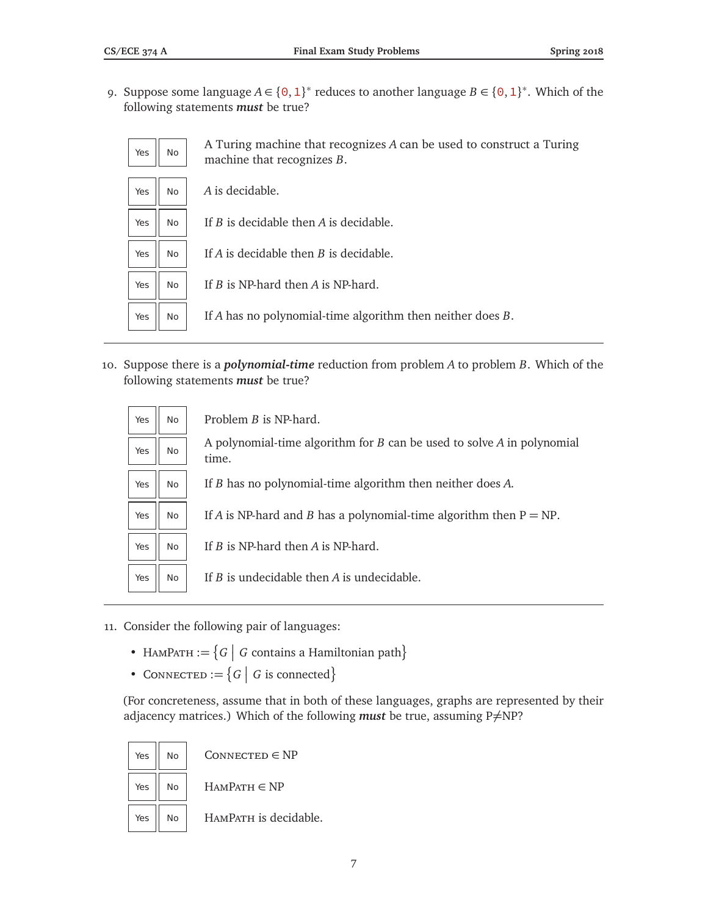9. Suppose some language $A \in \{0, 1\}^*$ reduces to another language $B \in \{0, 1\}^*$. Which of the following statements ***must*** be true?

| | | |
|---|---|---|
| Yes | No | A Turing machine that recognizes $A$ can be used to construct a Turing machine that recognizes $B$. |
| Yes | No | $A$ is decidable. |
| Yes | No | If $B$ is decidable then $A$ is decidable. |
| Yes | No | If $A$ is decidable then $B$ is decidable. |
| Yes | No | If $B$ is NP-hard then $A$ is NP-hard. |
| Yes | No | If $A$ has no polynomial-time algorithm then neither does $B$. |

---

10. Suppose there is a ***polynomial-time*** reduction from problem $A$ to problem $B$. Which of the following statements ***must*** be true?

| | | |
|---|---|---|
| Yes | No | Problem $B$ is NP-hard. |
| Yes | No | A polynomial-time algorithm for $B$ can be used to solve $A$ in polynomial time. |
| Yes | No | If $B$ has no polynomial-time algorithm then neither does $A$. |
| Yes | No | If $A$ is NP-hard and $B$ has a polynomial-time algorithm then $\text{P} = \text{NP}$. |
| Yes | No | If $B$ is NP-hard then $A$ is NP-hard. |
| Yes | No | If $B$ is undecidable then $A$ is undecidable. |

---

11. Consider the following pair of languages:

- $\text{HamPath} := \{G \mid G \text{ contains a Hamiltonian path}\}$
- $\text{Connected} := \{G \mid G \text{ is connected}\}$

(For concreteness, assume that in both of these languages, graphs are represented by their adjacency matrices.) Which of the following ***must*** be true, assuming $\text{P} \neq \text{NP}$?

| | | |
|---|---|---|
| Yes | No | $\text{Connected} \in \text{NP}$ |
| Yes | No | $\text{HamPath} \in \text{NP}$ |
| Yes | No | HamPath is decidable. |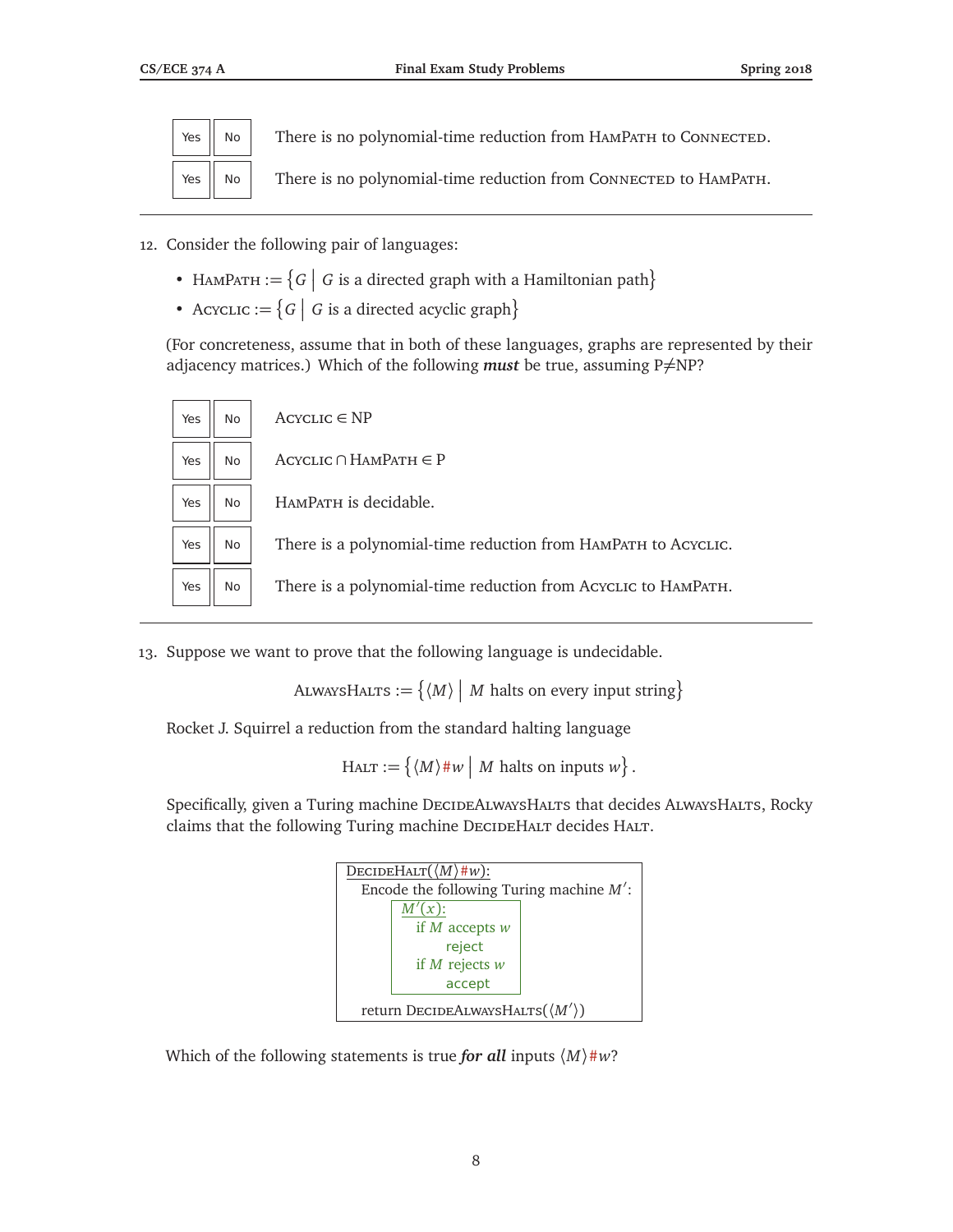| | | |
|---|---|---|
| Yes | No | There is no polynomial-time reduction from HAMPATH to CONNECTED. |
| Yes | No | There is no polynomial-time reduction from CONNECTED to HAMPATH. |

---

12. Consider the following pair of languages:

- HAMPATH := $\{G \mid G$ is a directed graph with a Hamiltonian path$\}$
- ACYCLIC := $\{G \mid G$ is a directed acyclic graph$\}$

(For concreteness, assume that in both of these languages, graphs are represented by their adjacency matrices.) Which of the following ***must*** be true, assuming P≠NP?

| | | |
|---|---|---|
| Yes | No | ACYCLIC $\in$ NP |
| Yes | No | ACYCLIC $\cap$ HAMPATH $\in$ P |
| Yes | No | HAMPATH is decidable. |
| Yes | No | There is a polynomial-time reduction from HAMPATH to ACYCLIC. |
| Yes | No | There is a polynomial-time reduction from ACYCLIC to HAMPATH. |

---

13. Suppose we want to prove that the following language is undecidable.

$$\text{ALWAYSHALTS} := \{\langle M \rangle \mid M \text{ halts on every input string}\}$$

Rocket J. Squirrel a reduction from the standard halting language

$$\text{HALT} := \{\langle M \rangle \# w \mid M \text{ halts on inputs } w\}.$$

Specifically, given a Turing machine DECIDEALWAYSHALTS that decides ALWAYSHALTS, Rocky claims that the following Turing machine DECIDEHALT decides HALT.

```
DecideHalt(⟨M⟩#w):
  Encode the following Turing machine M′:
      M′(x):
        if M accepts w
            reject
        if M rejects w
            accept
  return DecideAlwaysHalts(⟨M′⟩)
```

Which of the following statements is true ***for all*** inputs $\langle M \rangle \# w$?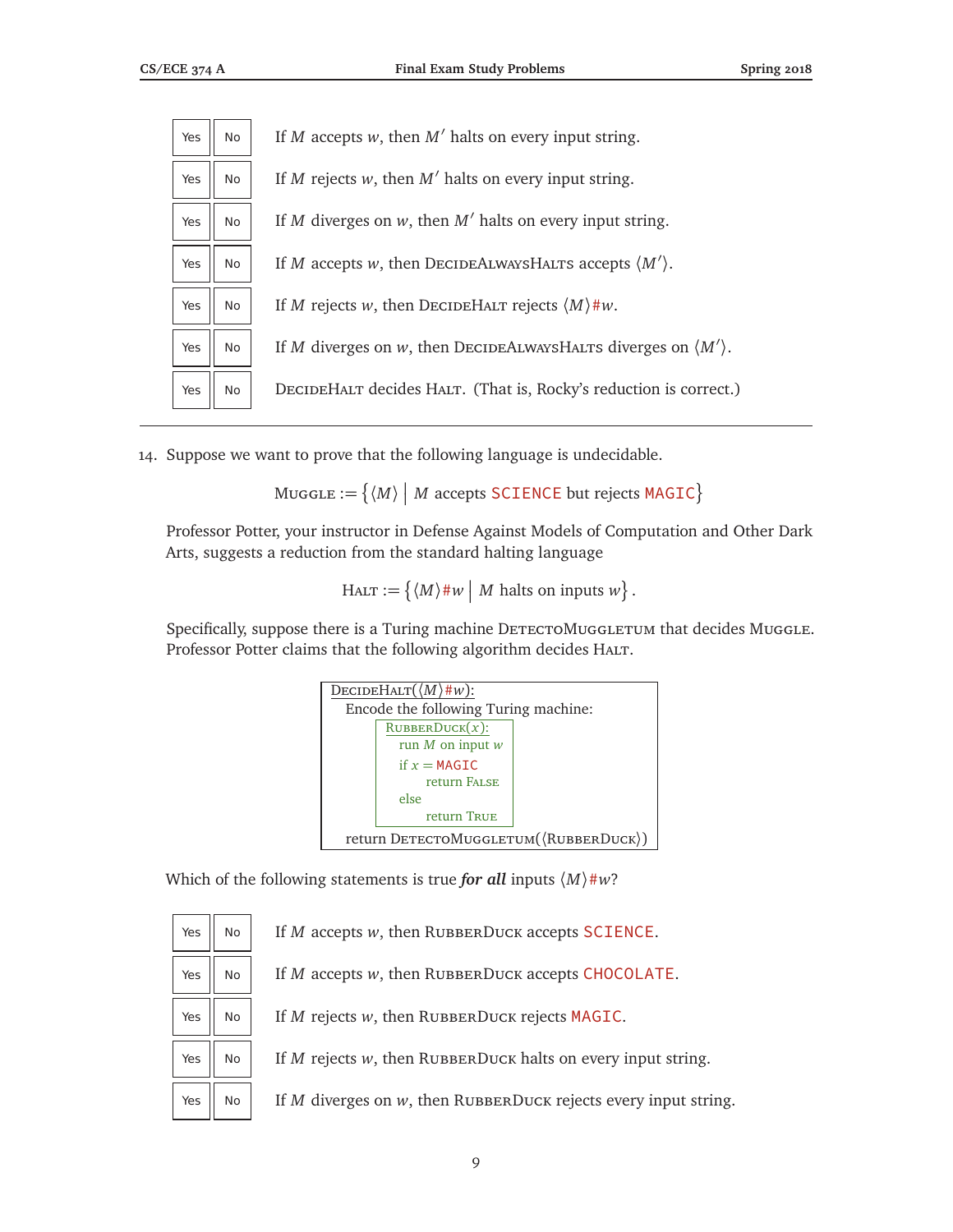| Yes | No | |
|---|---|---|
| Yes | No | If $M$ accepts $w$, then $M'$ halts on every input string. |
| Yes | No | If $M$ rejects $w$, then $M'$ halts on every input string. |
| Yes | No | If $M$ diverges on $w$, then $M'$ halts on every input string. |
| Yes | No | If $M$ accepts $w$, then DecideAlwaysHalts accepts $\langle M' \rangle$. |
| Yes | No | If $M$ rejects $w$, then DecideHalt rejects $\langle M \rangle$#$w$. |
| Yes | No | If $M$ diverges on $w$, then DecideAlwaysHalts diverges on $\langle M' \rangle$. |
| Yes | No | DecideHalt decides Halt. (That is, Rocky's reduction is correct.) |

---

14. Suppose we want to prove that the following language is undecidable.

$$\text{Muggle} := \{\langle M \rangle \mid M \text{ accepts } \texttt{SCIENCE} \text{ but rejects } \texttt{MAGIC}\}$$

Professor Potter, your instructor in Defense Against Models of Computation and Other Dark Arts, suggests a reduction from the standard halting language

$$\text{Halt} := \{\langle M \rangle \#w \mid M \text{ halts on inputs } w\}.$$

Specifically, suppose there is a Turing machine DetectoMuggletum that decides Muggle. Professor Potter claims that the following algorithm decides Halt.

```
DecideHalt(⟨M⟩#w):
  Encode the following Turing machine:
    RubberDuck(x):
      run M on input w
      if x = MAGIC
          return False
      else
          return True
  return DetectoMuggletum(⟨RubberDuck⟩)
```

Which of the following statements is true ***for all*** inputs $\langle M \rangle$#$w$?

| Yes | No | |
|---|---|---|
| Yes | No | If $M$ accepts $w$, then RubberDuck accepts `SCIENCE`. |
| Yes | No | If $M$ accepts $w$, then RubberDuck accepts `CHOCOLATE`. |
| Yes | No | If $M$ rejects $w$, then RubberDuck rejects `MAGIC`. |
| Yes | No | If $M$ rejects $w$, then RubberDuck halts on every input string. |
| Yes | No | If $M$ diverges on $w$, then RubberDuck rejects every input string. |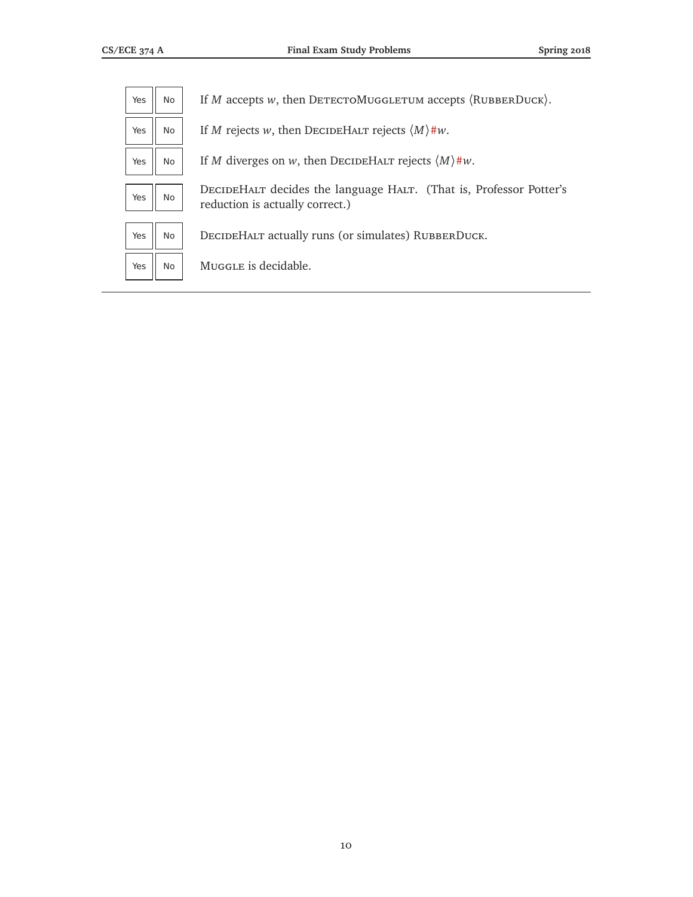| | | |
|---|---|---|
| Yes | No | If $M$ accepts $w$, then DetectoMuggletum accepts ⟨RubberDuck⟩. |
| Yes | No | If $M$ rejects $w$, then DecideHalt rejects ⟨$M$⟩#$w$. |
| Yes | No | If $M$ diverges on $w$, then DecideHalt rejects ⟨$M$⟩#$w$. |
| Yes | No | DecideHalt decides the language Halt. (That is, Professor Potter's reduction is actually correct.) |
| Yes | No | DecideHalt actually runs (or simulates) RubberDuck. |
| Yes | No | Muggle is decidable. |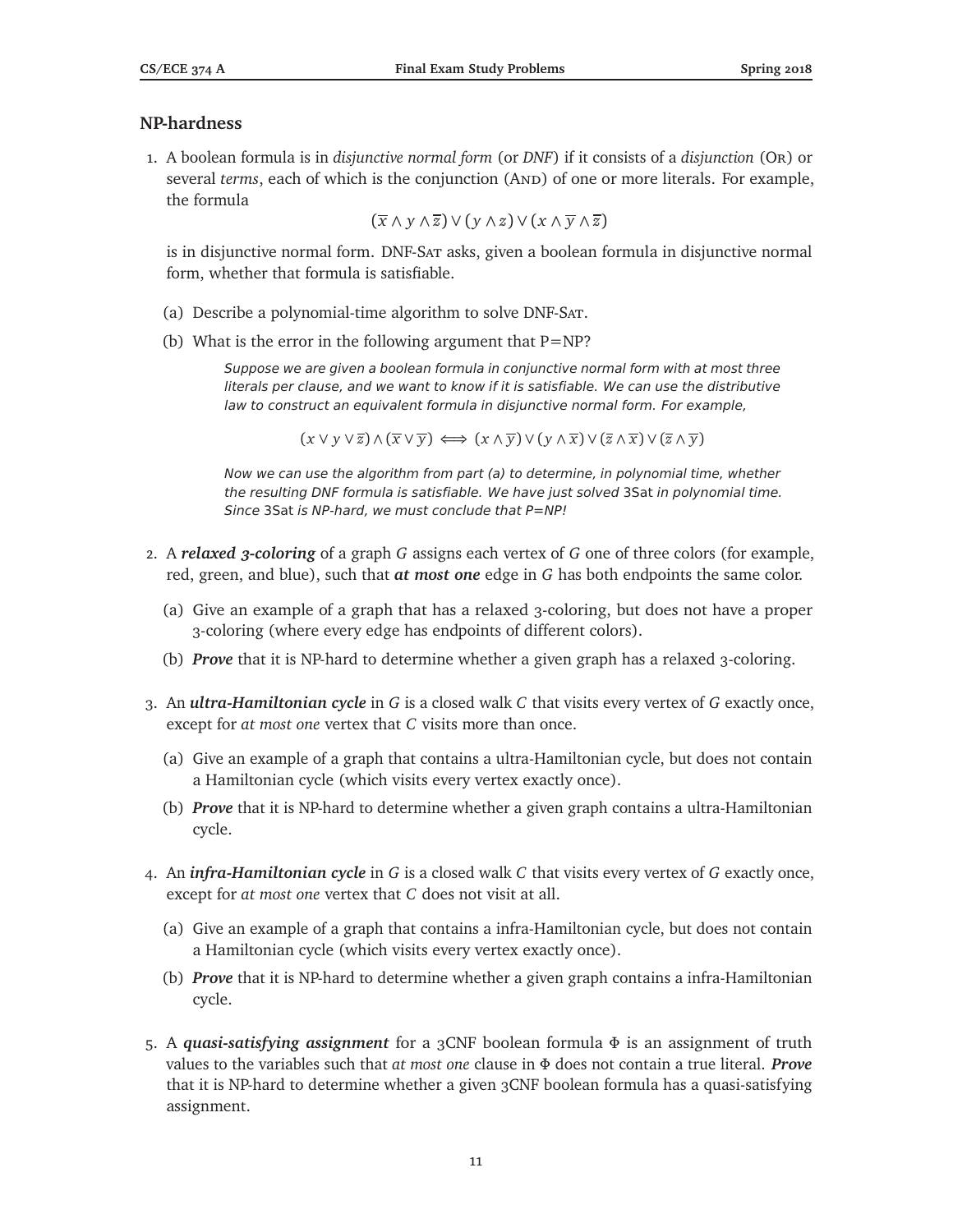## NP-hardness

1. A boolean formula is in *disjunctive normal form* (or *DNF*) if it consists of a *disjunction* (Or) or several *terms*, each of which is the conjunction (And) of one or more literals. For example, the formula

   $$(\overline{x} \wedge y \wedge \overline{z}) \vee (y \wedge z) \vee (x \wedge \overline{y} \wedge \overline{z})$$

   is in disjunctive normal form. DNF-Sat asks, given a boolean formula in disjunctive normal form, whether that formula is satisfiable.

   (a) Describe a polynomial-time algorithm to solve DNF-Sat.

   (b) What is the error in the following argument that P=NP?

   > *Suppose we are given a boolean formula in conjunctive normal form with at most three literals per clause, and we want to know if it is satisfiable. We can use the distributive law to construct an equivalent formula in disjunctive normal form. For example,*
   >
   > $$(x \vee y \vee \overline{z}) \wedge (\overline{x} \vee \overline{y}) \iff (x \wedge \overline{y}) \vee (y \wedge \overline{x}) \vee (\overline{z} \wedge \overline{x}) \vee (\overline{z} \wedge \overline{y})$$
   >
   > *Now we can use the algorithm from part (a) to determine, in polynomial time, whether the resulting DNF formula is satisfiable. We have just solved* 3Sat *in polynomial time. Since* 3Sat *is NP-hard, we must conclude that P=NP!*

2. A ***relaxed 3-coloring*** of a graph $G$ assigns each vertex of $G$ one of three colors (for example, red, green, and blue), such that ***at most one*** edge in $G$ has both endpoints the same color.

   (a) Give an example of a graph that has a relaxed 3-coloring, but does not have a proper 3-coloring (where every edge has endpoints of different colors).

   (b) ***Prove*** that it is NP-hard to determine whether a given graph has a relaxed 3-coloring.

3. An ***ultra-Hamiltonian cycle*** in $G$ is a closed walk $C$ that visits every vertex of $G$ exactly once, except for *at most one* vertex that $C$ visits more than once.

   (a) Give an example of a graph that contains a ultra-Hamiltonian cycle, but does not contain a Hamiltonian cycle (which visits every vertex exactly once).

   (b) ***Prove*** that it is NP-hard to determine whether a given graph contains a ultra-Hamiltonian cycle.

4. An ***infra-Hamiltonian cycle*** in $G$ is a closed walk $C$ that visits every vertex of $G$ exactly once, except for *at most one* vertex that $C$ does not visit at all.

   (a) Give an example of a graph that contains a infra-Hamiltonian cycle, but does not contain a Hamiltonian cycle (which visits every vertex exactly once).

   (b) ***Prove*** that it is NP-hard to determine whether a given graph contains a infra-Hamiltonian cycle.

5. A ***quasi-satisfying assignment*** for a 3CNF boolean formula $\Phi$ is an assignment of truth values to the variables such that *at most one* clause in $\Phi$ does not contain a true literal. ***Prove*** that it is NP-hard to determine whether a given 3CNF boolean formula has a quasi-satisfying assignment.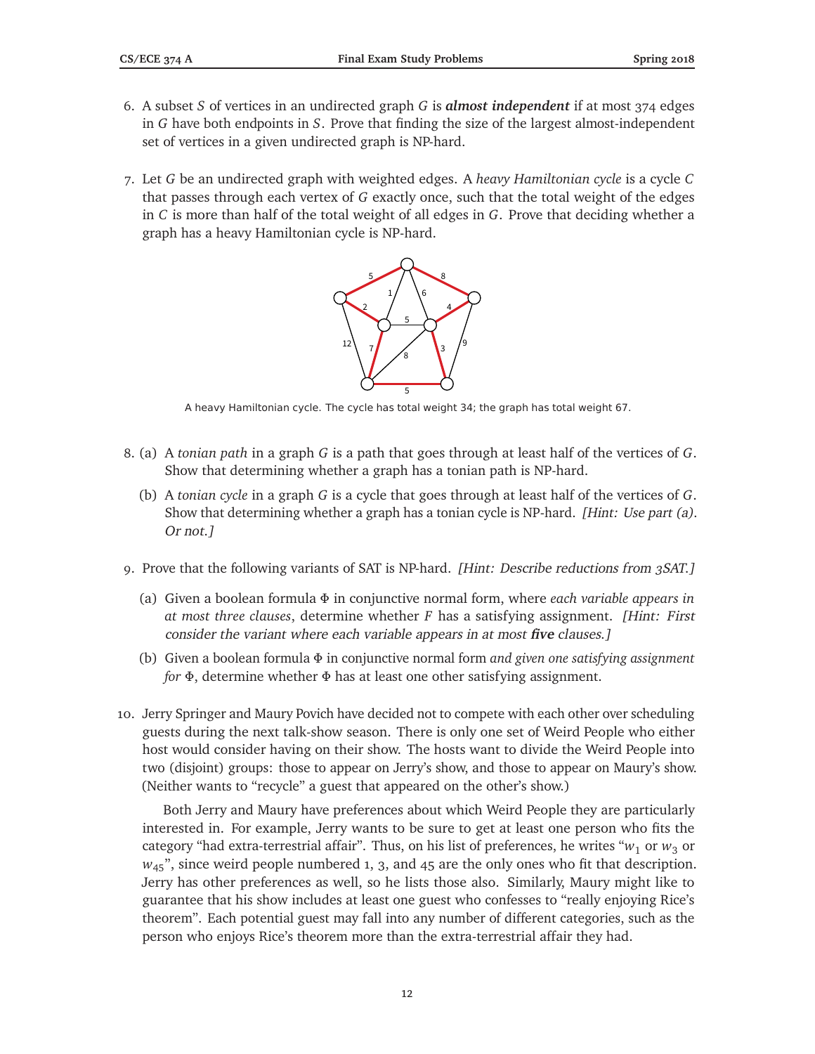6. A subset $S$ of vertices in an undirected graph $G$ is ***almost independent*** if at most 374 edges in $G$ have both endpoints in $S$. Prove that finding the size of the largest almost-independent set of vertices in a given undirected graph is NP-hard.

7. Let $G$ be an undirected graph with weighted edges. A *heavy Hamiltonian cycle* is a cycle $C$ that passes through each vertex of $G$ exactly once, such that the total weight of the edges in $C$ is more than half of the total weight of all edges in $G$. Prove that deciding whether a graph has a heavy Hamiltonian cycle is NP-hard.

   A heavy Hamiltonian cycle. The cycle has total weight 34; the graph has total weight 67.

8. (a) A *tonian path* in a graph $G$ is a path that goes through at least half of the vertices of $G$. Show that determining whether a graph has a tonian path is NP-hard.

   (b) A *tonian cycle* in a graph $G$ is a cycle that goes through at least half of the vertices of $G$. Show that determining whether a graph has a tonian cycle is NP-hard. *[Hint: Use part (a). Or not.]*

9. Prove that the following variants of SAT is NP-hard. *[Hint: Describe reductions from 3SAT.]*

   (a) Given a boolean formula $\Phi$ in conjunctive normal form, where *each variable appears in at most three clauses*, determine whether $F$ has a satisfying assignment. *[Hint: First consider the variant where each variable appears in at most **five** clauses.]*

   (b) Given a boolean formula $\Phi$ in conjunctive normal form *and given one satisfying assignment for* $\Phi$, determine whether $\Phi$ has at least one other satisfying assignment.

10. Jerry Springer and Maury Povich have decided not to compete with each other over scheduling guests during the next talk-show season. There is only one set of Weird People who either host would consider having on their show. The hosts want to divide the Weird People into two (disjoint) groups: those to appear on Jerry's show, and those to appear on Maury's show. (Neither wants to "recycle" a guest that appeared on the other's show.)

    Both Jerry and Maury have preferences about which Weird People they are particularly interested in. For example, Jerry wants to be sure to get at least one person who fits the category "had extra-terrestrial affair". Thus, on his list of preferences, he writes "$w_1$ or $w_3$ or $w_{45}$", since weird people numbered 1, 3, and 45 are the only ones who fit that description. Jerry has other preferences as well, so he lists those also. Similarly, Maury might like to guarantee that his show includes at least one guest who confesses to "really enjoying Rice's theorem". Each potential guest may fall into any number of different categories, such as the person who enjoys Rice's theorem more than the extra-terrestrial affair they had.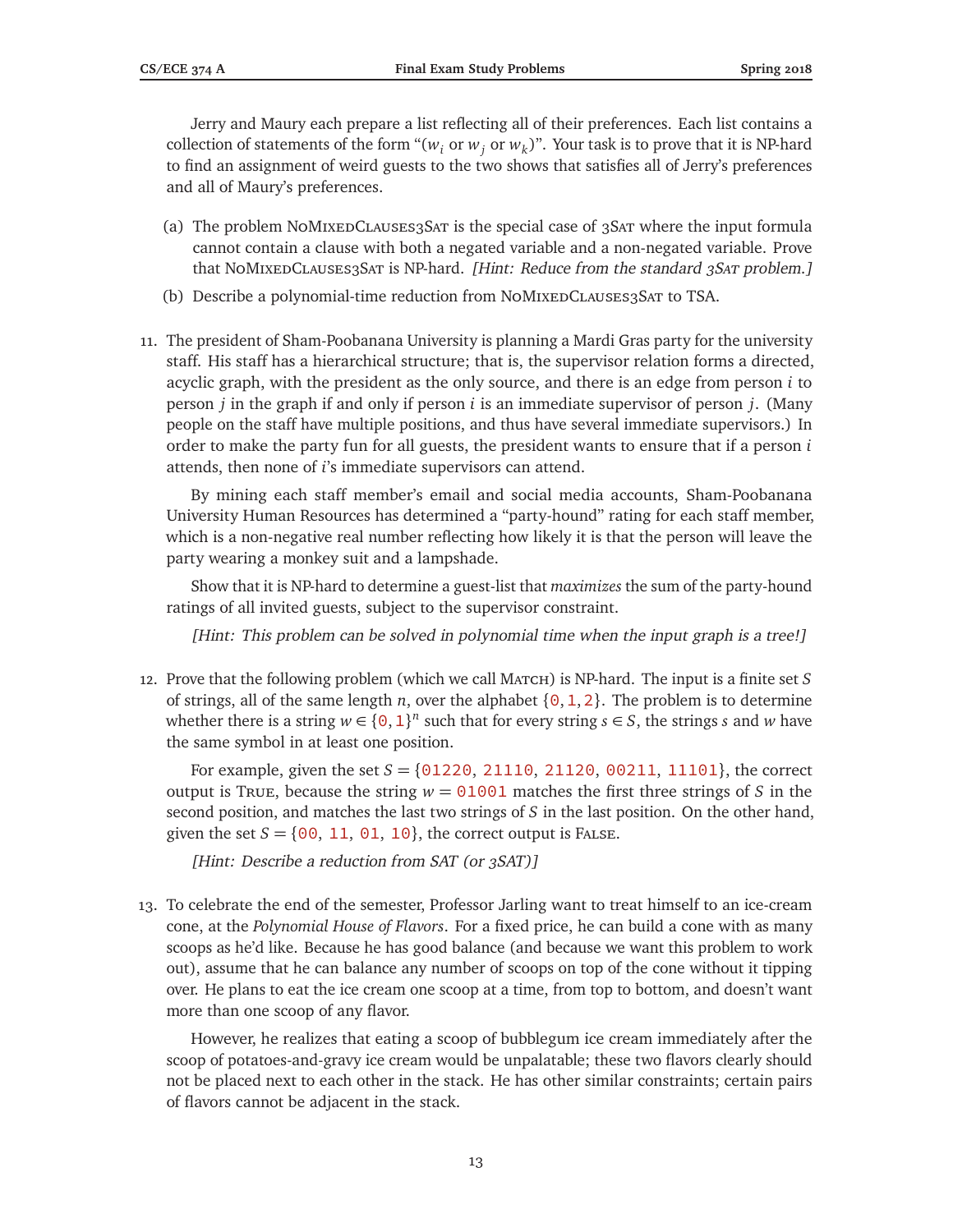Jerry and Maury each prepare a list reflecting all of their preferences. Each list contains a collection of statements of the form "($w_i$ or $w_j$ or $w_k$)". Your task is to prove that it is NP-hard to find an assignment of weird guests to the two shows that satisfies all of Jerry's preferences and all of Maury's preferences.

(a) The problem NoMixedClauses3Sat is the special case of 3Sat where the input formula cannot contain a clause with both a negated variable and a non-negated variable. Prove that NoMixedClauses3Sat is NP-hard. *[Hint: Reduce from the standard 3Sat problem.]*

(b) Describe a polynomial-time reduction from NoMixedClauses3Sat to TSA.

11. The president of Sham-Poobanana University is planning a Mardi Gras party for the university staff. His staff has a hierarchical structure; that is, the supervisor relation forms a directed, acyclic graph, with the president as the only source, and there is an edge from person $i$ to person $j$ in the graph if and only if person $i$ is an immediate supervisor of person $j$. (Many people on the staff have multiple positions, and thus have several immediate supervisors.) In order to make the party fun for all guests, the president wants to ensure that if a person $i$ attends, then none of $i$'s immediate supervisors can attend.

    By mining each staff member's email and social media accounts, Sham-Poobanana University Human Resources has determined a "party-hound" rating for each staff member, which is a non-negative real number reflecting how likely it is that the person will leave the party wearing a monkey suit and a lampshade.

    Show that it is NP-hard to determine a guest-list that *maximizes* the sum of the party-hound ratings of all invited guests, subject to the supervisor constraint.

    *[Hint: This problem can be solved in polynomial time when the input graph is a tree!]*

12. Prove that the following problem (which we call Match) is NP-hard. The input is a finite set $S$ of strings, all of the same length $n$, over the alphabet $\{0, 1, 2\}$. The problem is to determine whether there is a string $w \in \{0, 1\}^n$ such that for every string $s \in S$, the strings $s$ and $w$ have the same symbol in at least one position.

    For example, given the set $S = \{01220, 21110, 21120, 00211, 11101\}$, the correct output is True, because the string $w = 01001$ matches the first three strings of $S$ in the second position, and matches the last two strings of $S$ in the last position. On the other hand, given the set $S = \{00, 11, 01, 10\}$, the correct output is False.

    *[Hint: Describe a reduction from SAT (or 3SAT)]*

13. To celebrate the end of the semester, Professor Jarling want to treat himself to an ice-cream cone, at the *Polynomial House of Flavors*. For a fixed price, he can build a cone with as many scoops as he'd like. Because he has good balance (and because we want this problem to work out), assume that he can balance any number of scoops on top of the cone without it tipping over. He plans to eat the ice cream one scoop at a time, from top to bottom, and doesn't want more than one scoop of any flavor.

    However, he realizes that eating a scoop of bubblegum ice cream immediately after the scoop of potatoes-and-gravy ice cream would be unpalatable; these two flavors clearly should not be placed next to each other in the stack. He has other similar constraints; certain pairs of flavors cannot be adjacent in the stack.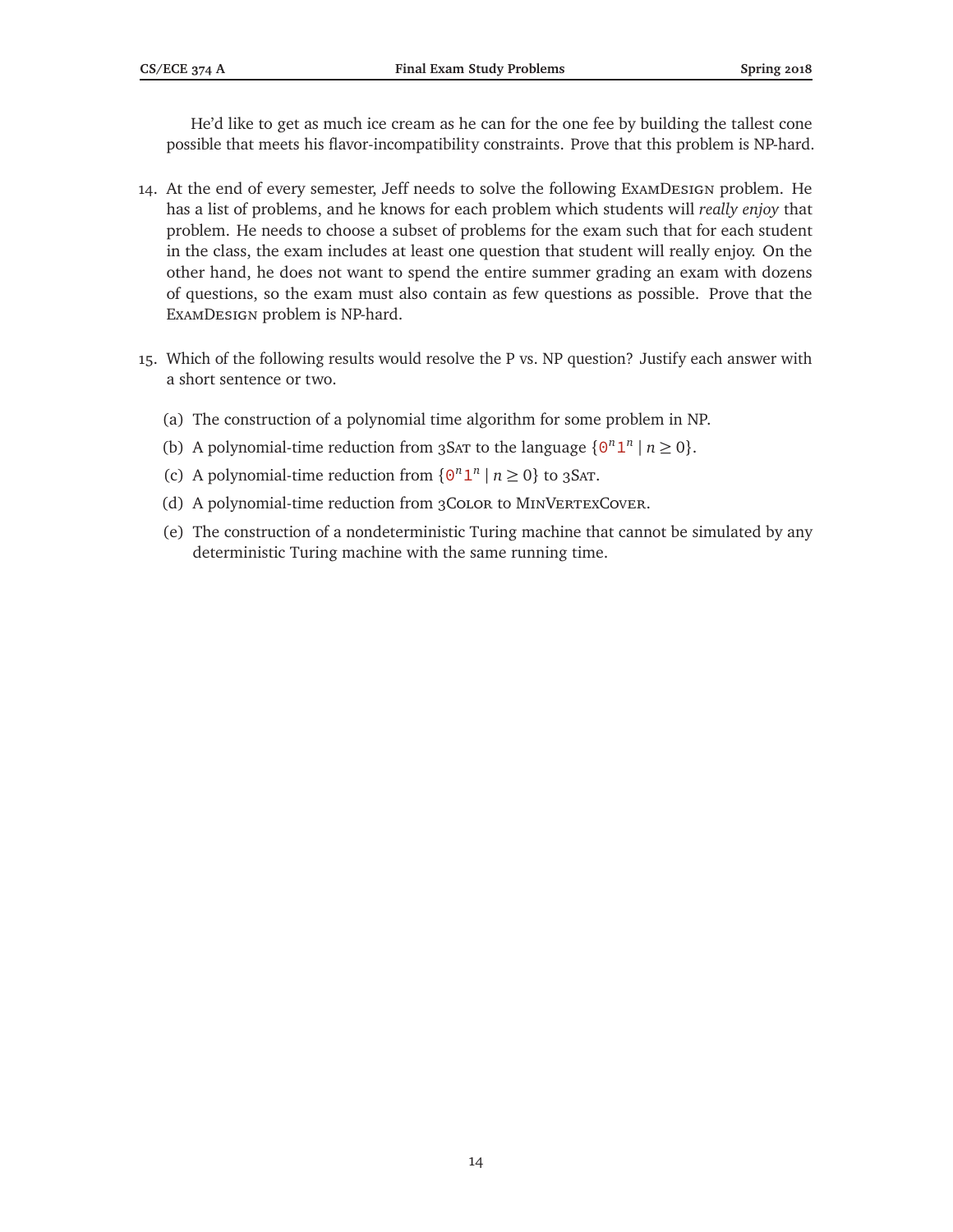He'd like to get as much ice cream as he can for the one fee by building the tallest cone possible that meets his flavor-incompatibility constraints. Prove that this problem is NP-hard.

14. At the end of every semester, Jeff needs to solve the following ExamDesign problem. He has a list of problems, and he knows for each problem which students will *really enjoy* that problem. He needs to choose a subset of problems for the exam such that for each student in the class, the exam includes at least one question that student will really enjoy. On the other hand, he does not want to spend the entire summer grading an exam with dozens of questions, so the exam must also contain as few questions as possible. Prove that the ExamDesign problem is NP-hard.

15. Which of the following results would resolve the P vs. NP question? Justify each answer with a short sentence or two.

    (a) The construction of a polynomial time algorithm for some problem in NP.

    (b) A polynomial-time reduction from 3Sat to the language $\{0^n1^n \mid n \geq 0\}$.

    (c) A polynomial-time reduction from $\{0^n1^n \mid n \geq 0\}$ to 3Sat.

    (d) A polynomial-time reduction from 3Color to MinVertexCover.

    (e) The construction of a nondeterministic Turing machine that cannot be simulated by any deterministic Turing machine with the same running time.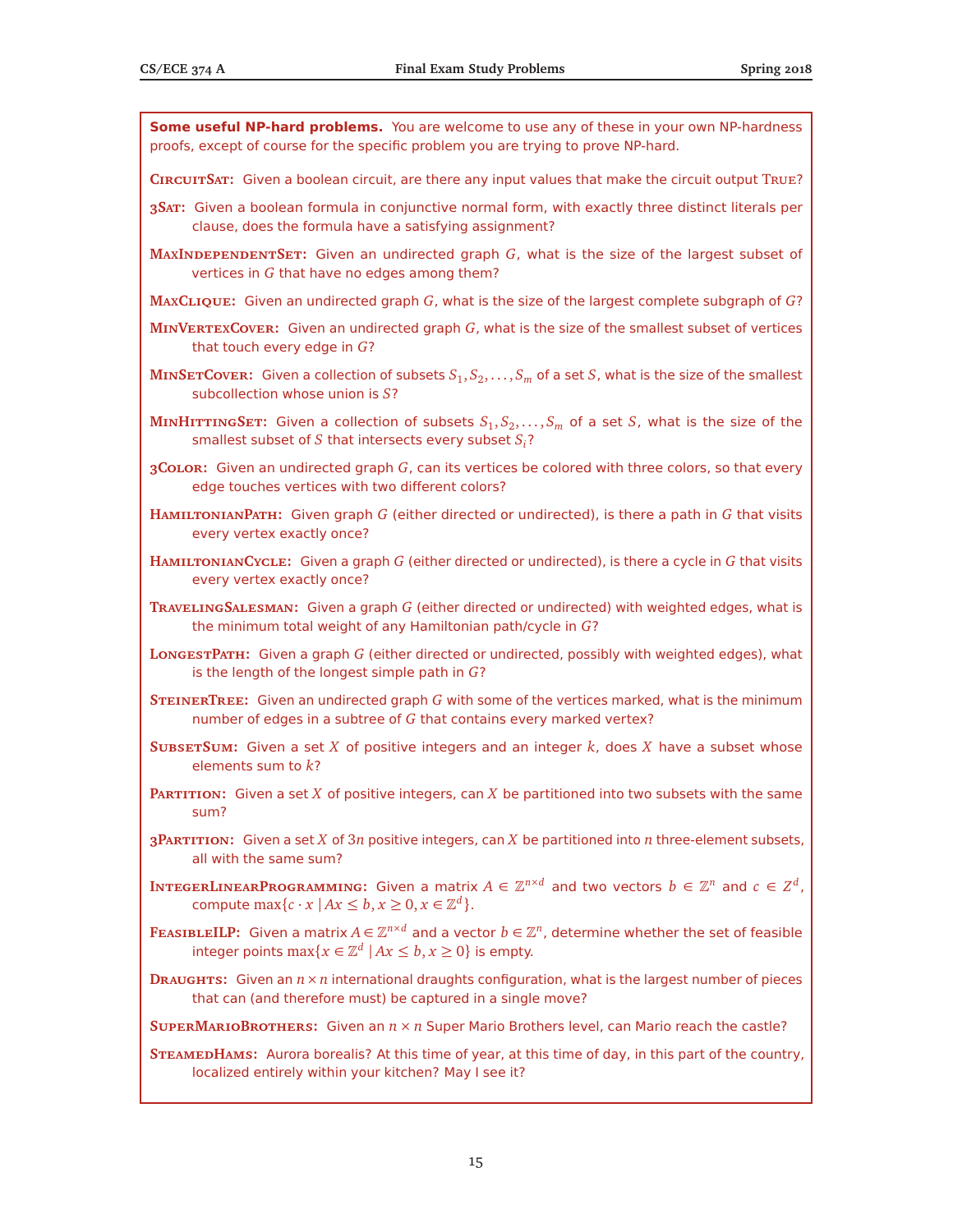**Some useful NP-hard problems.** You are welcome to use any of these in your own NP-hardness proofs, except of course for the specific problem you are trying to prove NP-hard.

**CircuitSat:** Given a boolean circuit, are there any input values that make the circuit output True?

**3Sat:** Given a boolean formula in conjunctive normal form, with exactly three distinct literals per clause, does the formula have a satisfying assignment?

**MaxIndependentSet:** Given an undirected graph $G$, what is the size of the largest subset of vertices in $G$ that have no edges among them?

**MaxClique:** Given an undirected graph $G$, what is the size of the largest complete subgraph of $G$?

**MinVertexCover:** Given an undirected graph $G$, what is the size of the smallest subset of vertices that touch every edge in $G$?

**MinSetCover:** Given a collection of subsets $S_1, S_2, \ldots, S_m$ of a set $S$, what is the size of the smallest subcollection whose union is $S$?

**MinHittingSet:** Given a collection of subsets $S_1, S_2, \ldots, S_m$ of a set $S$, what is the size of the smallest subset of $S$ that intersects every subset $S_i$?

**3Color:** Given an undirected graph $G$, can its vertices be colored with three colors, so that every edge touches vertices with two different colors?

**HamiltonianPath:** Given graph $G$ (either directed or undirected), is there a path in $G$ that visits every vertex exactly once?

**HamiltonianCycle:** Given a graph $G$ (either directed or undirected), is there a cycle in $G$ that visits every vertex exactly once?

**TravelingSalesman:** Given a graph $G$ (either directed or undirected) with weighted edges, what is the minimum total weight of any Hamiltonian path/cycle in $G$?

**LongestPath:** Given a graph $G$ (either directed or undirected, possibly with weighted edges), what is the length of the longest simple path in $G$?

**SteinerTree:** Given an undirected graph $G$ with some of the vertices marked, what is the minimum number of edges in a subtree of $G$ that contains every marked vertex?

**SubsetSum:** Given a set $X$ of positive integers and an integer $k$, does $X$ have a subset whose elements sum to $k$?

**Partition:** Given a set $X$ of positive integers, can $X$ be partitioned into two subsets with the same sum?

**3Partition:** Given a set $X$ of $3n$ positive integers, can $X$ be partitioned into $n$ three-element subsets, all with the same sum?

**IntegerLinearProgramming:** Given a matrix $A \in \mathbb{Z}^{n \times d}$ and two vectors $b \in \mathbb{Z}^n$ and $c \in Z^d$, compute $\max\{c \cdot x \mid Ax \leq b, x \geq 0, x \in \mathbb{Z}^d\}$.

**FeasibleILP:** Given a matrix $A \in \mathbb{Z}^{n \times d}$ and a vector $b \in \mathbb{Z}^n$, determine whether the set of feasible integer points $\max\{x \in \mathbb{Z}^d \mid Ax \leq b, x \geq 0\}$ is empty.

**Draughts:** Given an $n \times n$ international draughts configuration, what is the largest number of pieces that can (and therefore must) be captured in a single move?

**SuperMarioBrothers:** Given an $n \times n$ Super Mario Brothers level, can Mario reach the castle?

**SteamedHams:** Aurora borealis? At this time of year, at this time of day, in this part of the country, localized entirely within your kitchen? May I see it?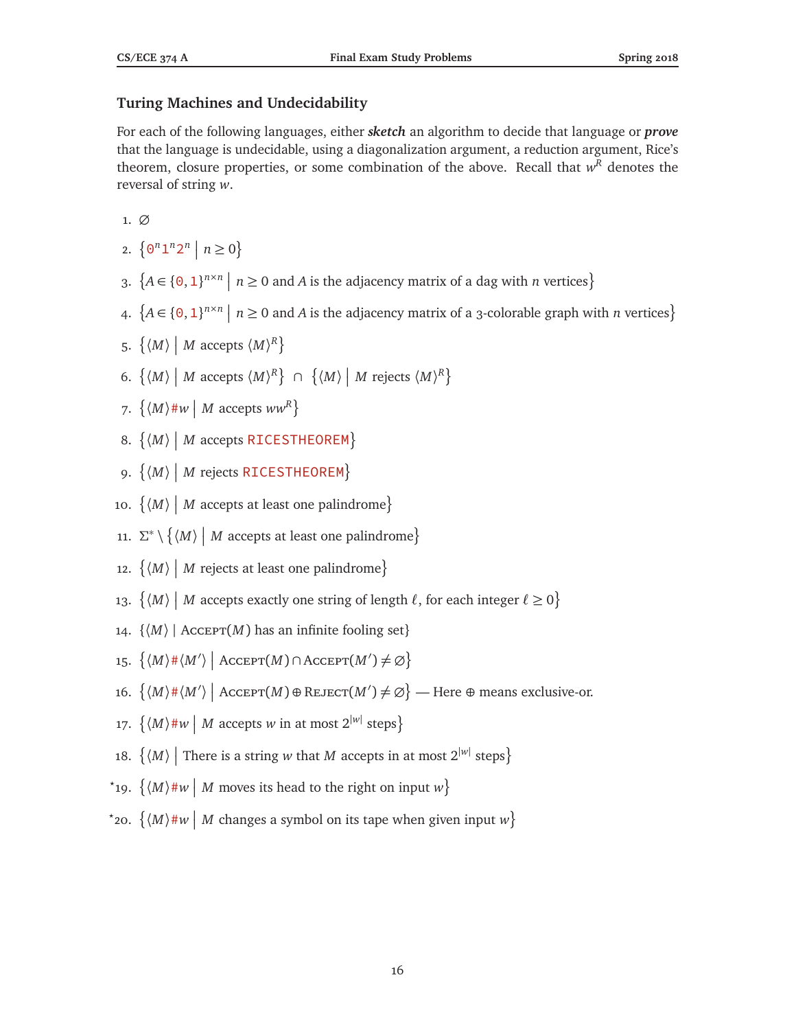## Turing Machines and Undecidability

For each of the following languages, either ***sketch*** an algorithm to decide that language or ***prove*** that the language is undecidable, using a diagonalization argument, a reduction argument, Rice's theorem, closure properties, or some combination of the above. Recall that $w^R$ denotes the reversal of string $w$.

1. $\varnothing$

2. $\{\mathtt{0}^n\mathtt{1}^n\mathtt{2}^n \mid n \geq 0\}$

3. $\{A \in \{\mathtt{0},\mathtt{1}\}^{n\times n} \mid n \geq 0$ and $A$ is the adjacency matrix of a dag with $n$ vertices$\}$

4. $\{A \in \{\mathtt{0},\mathtt{1}\}^{n\times n} \mid n \geq 0$ and $A$ is the adjacency matrix of a 3-colorable graph with $n$ vertices$\}$

5. $\{\langle M\rangle \mid M$ accepts $\langle M\rangle^R\}$

6. $\{\langle M\rangle \mid M$ accepts $\langle M\rangle^R\} \cap \{\langle M\rangle \mid M$ rejects $\langle M\rangle^R\}$

7. $\{\langle M\rangle\mathtt{\#}w \mid M$ accepts $ww^R\}$

8. $\{\langle M\rangle \mid M$ accepts $\mathtt{RICESTHEOREM}\}$

9. $\{\langle M\rangle \mid M$ rejects $\mathtt{RICESTHEOREM}\}$

10. $\{\langle M\rangle \mid M$ accepts at least one palindrome$\}$

11. $\Sigma^* \setminus \{\langle M\rangle \mid M$ accepts at least one palindrome$\}$

12. $\{\langle M\rangle \mid M$ rejects at least one palindrome$\}$

13. $\{\langle M\rangle \mid M$ accepts exactly one string of length $\ell$, for each integer $\ell \geq 0\}$

14. $\{\langle M\rangle \mid \textsc{Accept}(M)$ has an infinite fooling set$\}$

15. $\{\langle M\rangle\mathtt{\#}\langle M'\rangle \mid \textsc{Accept}(M) \cap \textsc{Accept}(M') \neq \varnothing\}$

16. $\{\langle M\rangle\mathtt{\#}\langle M'\rangle \mid \textsc{Accept}(M) \oplus \textsc{Reject}(M') \neq \varnothing\}$ — Here $\oplus$ means exclusive-or.

17. $\{\langle M\rangle\mathtt{\#}w \mid M$ accepts $w$ in at most $2^{|w|}$ steps$\}$

18. $\{\langle M\rangle \mid$ There is a string $w$ that $M$ accepts in at most $2^{|w|}$ steps$\}$

*19. $\{\langle M\rangle\mathtt{\#}w \mid M$ moves its head to the right on input $w\}$

*20. $\{\langle M\rangle\mathtt{\#}w \mid M$ changes a symbol on its tape when given input $w\}$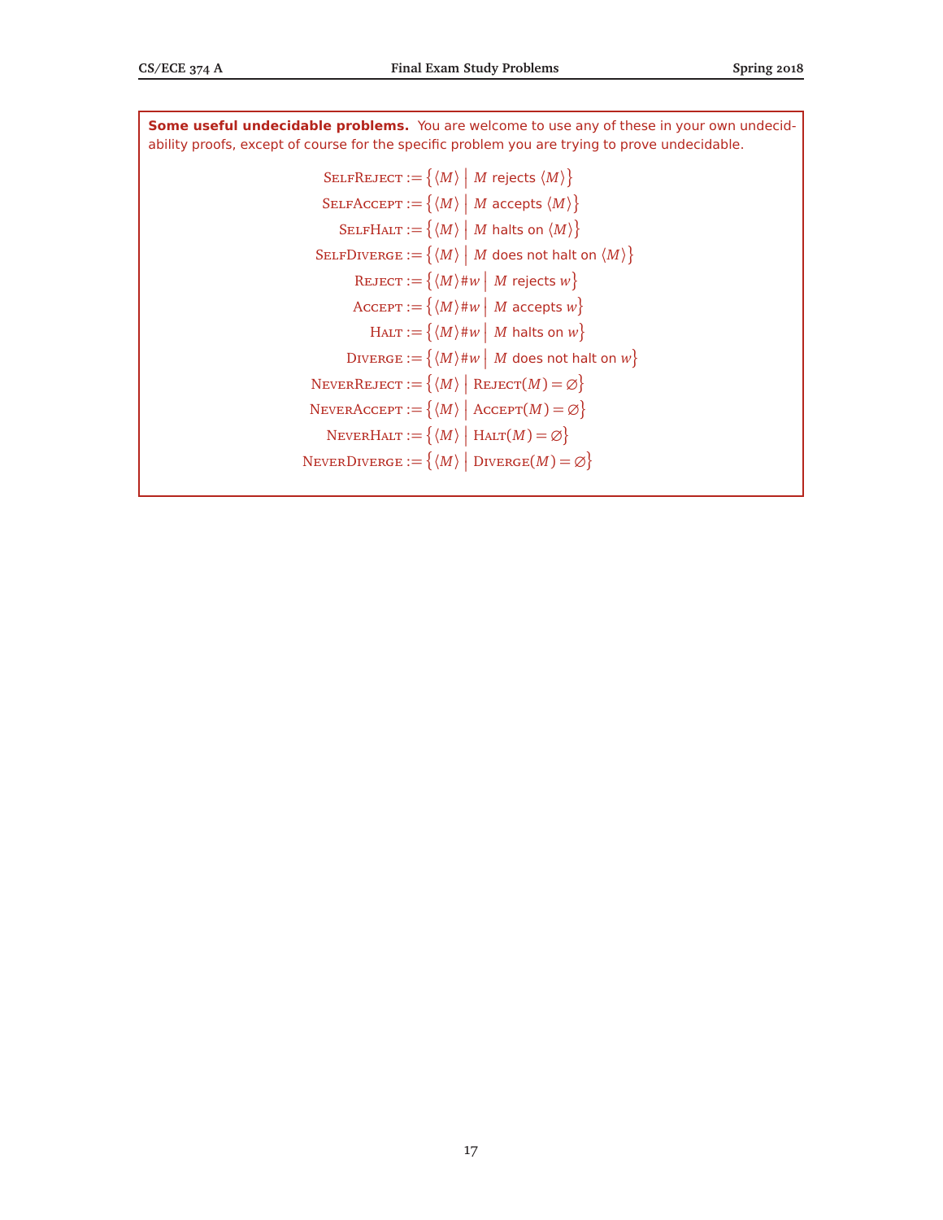**Some useful undecidable problems.** You are welcome to use any of these in your own undecidability proofs, except of course for the specific problem you are trying to prove undecidable.

$$\text{SelfReject} := \left\{ \langle M \rangle \;\middle|\; M \text{ rejects } \langle M \rangle \right\}$$

$$\text{SelfAccept} := \left\{ \langle M \rangle \;\middle|\; M \text{ accepts } \langle M \rangle \right\}$$

$$\text{SelfHalt} := \left\{ \langle M \rangle \;\middle|\; M \text{ halts on } \langle M \rangle \right\}$$

$$\text{SelfDiverge} := \left\{ \langle M \rangle \;\middle|\; M \text{ does not halt on } \langle M \rangle \right\}$$

$$\text{Reject} := \left\{ \langle M \rangle \# w \;\middle|\; M \text{ rejects } w \right\}$$

$$\text{Accept} := \left\{ \langle M \rangle \# w \;\middle|\; M \text{ accepts } w \right\}$$

$$\text{Halt} := \left\{ \langle M \rangle \# w \;\middle|\; M \text{ halts on } w \right\}$$

$$\text{Diverge} := \left\{ \langle M \rangle \# w \;\middle|\; M \text{ does not halt on } w \right\}$$

$$\text{NeverReject} := \left\{ \langle M \rangle \;\middle|\; \text{Reject}(M) = \varnothing \right\}$$

$$\text{NeverAccept} := \left\{ \langle M \rangle \;\middle|\; \text{Accept}(M) = \varnothing \right\}$$

$$\text{NeverHalt} := \left\{ \langle M \rangle \;\middle|\; \text{Halt}(M) = \varnothing \right\}$$

$$\text{NeverDiverge} := \left\{ \langle M \rangle \;\middle|\; \text{Diverge}(M) = \varnothing \right\}$$